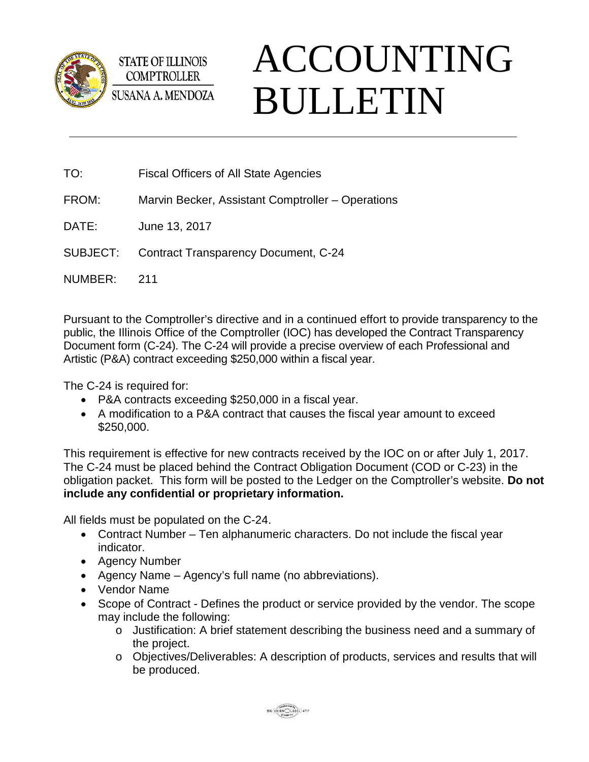STATE OF ILLINOIS
COMPTROLLER
SUSANA A. MENDOZA

# ACCOUNTING BULLETIN

TO: Fiscal Officers of All State Agencies

FROM: Marvin Becker, Assistant Comptroller – Operations

DATE: June 13, 2017

SUBJECT: Contract Transparency Document, C-24

NUMBER: 211

Pursuant to the Comptroller's directive and in a continued effort to provide transparency to the public, the Illinois Office of the Comptroller (IOC) has developed the Contract Transparency Document form (C-24). The C-24 will provide a precise overview of each Professional and Artistic (P&A) contract exceeding $250,000 within a fiscal year.

The C-24 is required for:

- P&A contracts exceeding $250,000 in a fiscal year.
- A modification to a P&A contract that causes the fiscal year amount to exceed $250,000.

This requirement is effective for new contracts received by the IOC on or after July 1, 2017. The C-24 must be placed behind the Contract Obligation Document (COD or C-23) in the obligation packet. This form will be posted to the Ledger on the Comptroller's website. **Do not include any confidential or proprietary information.**

All fields must be populated on the C-24.

- Contract Number – Ten alphanumeric characters. Do not include the fiscal year indicator.
- Agency Number
- Agency Name – Agency's full name (no abbreviations).
- Vendor Name
- Scope of Contract - Defines the product or service provided by the vendor. The scope may include the following:
  - Justification: A brief statement describing the business need and a summary of the project.
  - Objectives/Deliverables: A description of products, services and results that will be produced.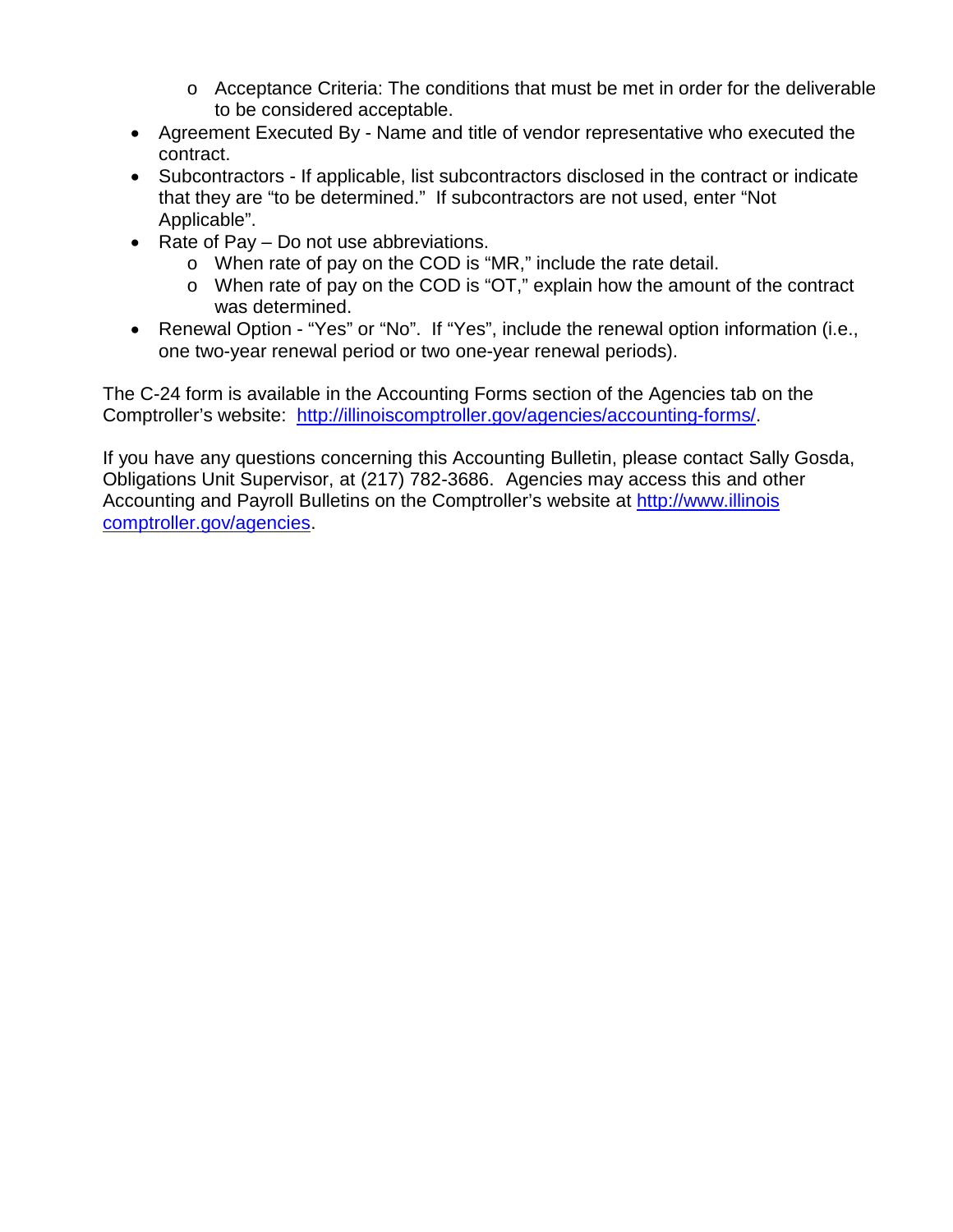- Acceptance Criteria: The conditions that must be met in order for the deliverable to be considered acceptable.
- Agreement Executed By - Name and title of vendor representative who executed the contract.
- Subcontractors - If applicable, list subcontractors disclosed in the contract or indicate that they are "to be determined." If subcontractors are not used, enter "Not Applicable".
- Rate of Pay – Do not use abbreviations.
  - When rate of pay on the COD is "MR," include the rate detail.
  - When rate of pay on the COD is "OT," explain how the amount of the contract was determined.
- Renewal Option - "Yes" or "No". If "Yes", include the renewal option information (i.e., one two-year renewal period or two one-year renewal periods).

The C-24 form is available in the Accounting Forms section of the Agencies tab on the Comptroller's website: [http://illinoiscomptroller.gov/agencies/accounting-forms/](http://illinoiscomptroller.gov/agencies/accounting-forms/).

If you have any questions concerning this Accounting Bulletin, please contact Sally Gosda, Obligations Unit Supervisor, at (217) 782-3686. Agencies may access this and other Accounting and Payroll Bulletins on the Comptroller's website at [http://www.illinoiscomptroller.gov/agencies](http://www.illinoiscomptroller.gov/agencies).